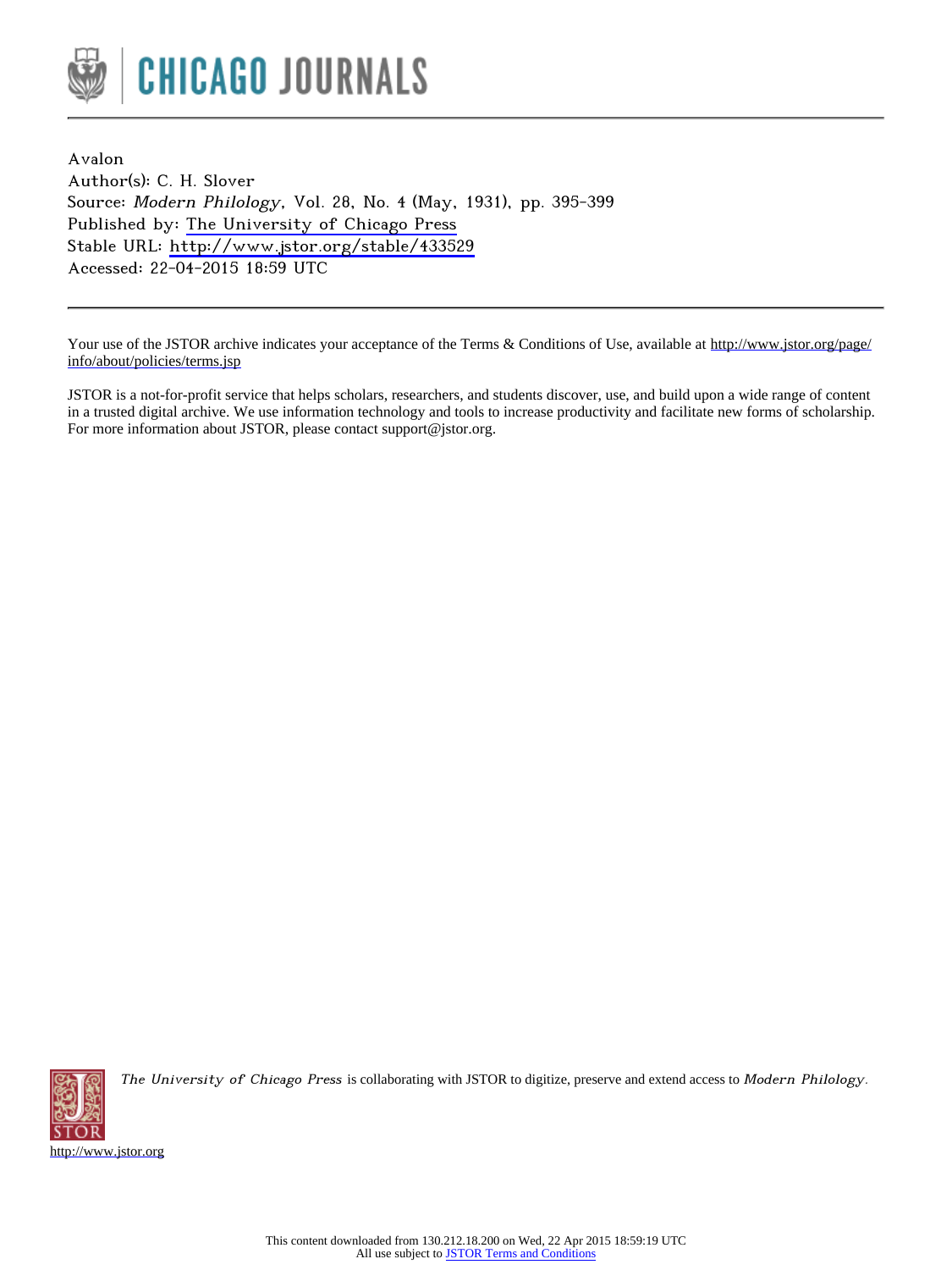CHICAGO JOURNALS

Avalon
Author(s): C. H. Slover
Source: *Modern Philology*, Vol. 28, No. 4 (May, 1931), pp. 395-399
Published by: The University of Chicago Press
Stable URL: http://www.jstor.org/stable/433529
Accessed: 22-04-2015 18:59 UTC

---

Your use of the JSTOR archive indicates your acceptance of the Terms & Conditions of Use, available at http://www.jstor.org/page/info/about/policies/terms.jsp

JSTOR is a not-for-profit service that helps scholars, researchers, and students discover, use, and build upon a wide range of content in a trusted digital archive. We use information technology and tools to increase productivity and facilitate new forms of scholarship. For more information about JSTOR, please contact support@jstor.org.

*The University of Chicago Press* is collaborating with JSTOR to digitize, preserve and extend access to *Modern Philology*.

http://www.jstor.org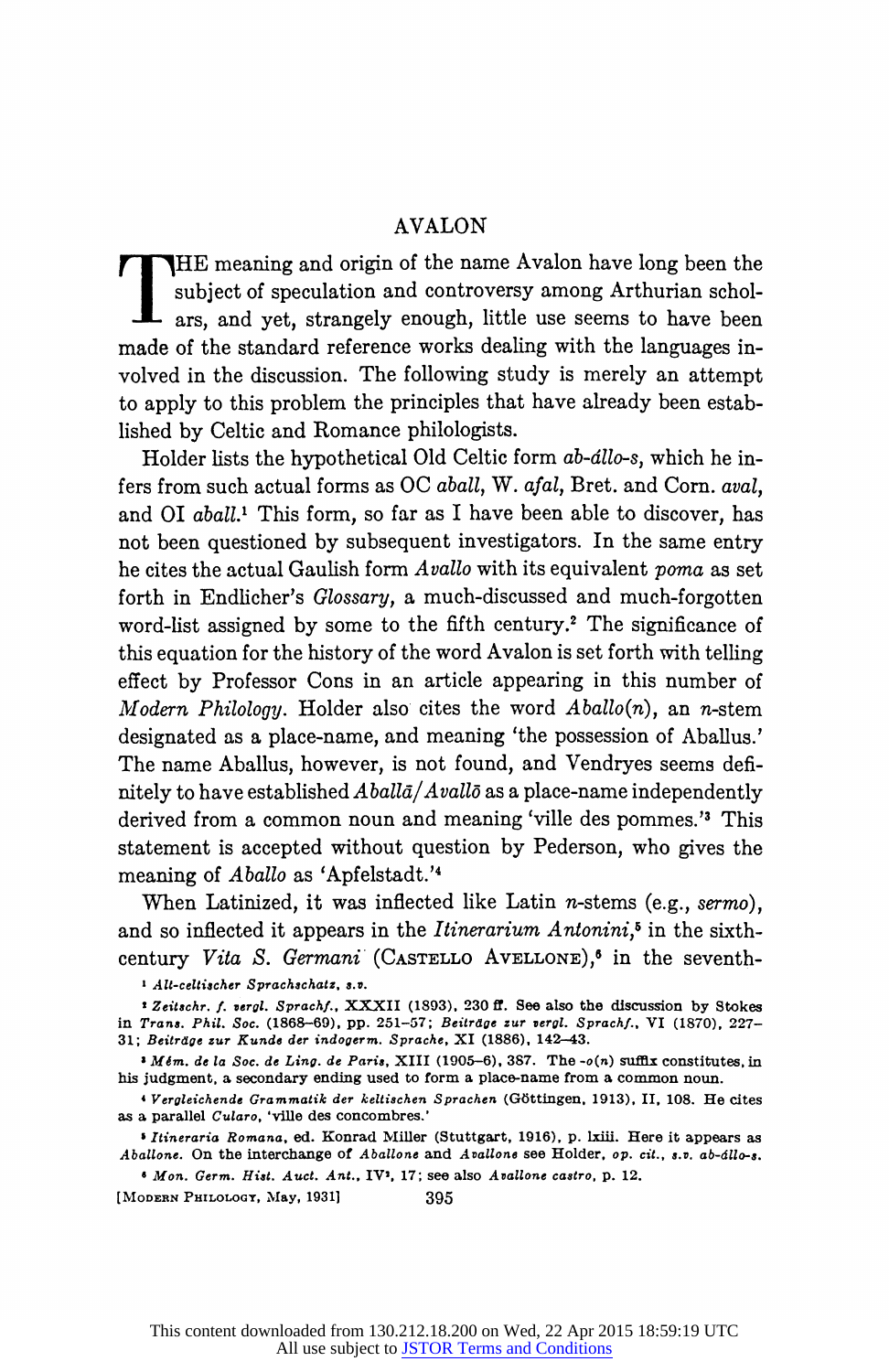# AVALON

THE meaning and origin of the name Avalon have long been the subject of speculation and controversy among Arthurian scholars, and yet, strangely enough, little use seems to have been made of the standard reference works dealing with the languages involved in the discussion. The following study is merely an attempt to apply to this problem the principles that have already been established by Celtic and Romance philologists.

Holder lists the hypothetical Old Celtic form *ab-állo-s*, which he infers from such actual forms as OC *aball*, W. *afal*, Bret. and Corn. *aval*, and OI *aball*.[1] This form, so far as I have been able to discover, has not been questioned by subsequent investigators. In the same entry he cites the actual Gaulish form *Avallo* with its equivalent *poma* as set forth in Endlicher's *Glossary*, a much-discussed and much-forgotten word-list assigned by some to the fifth century.[2] The significance of this equation for the history of the word Avalon is set forth with telling effect by Professor Cons in an article appearing in this number of *Modern Philology*. Holder also cites the word *Aballo(n)*, an *n*-stem designated as a place-name, and meaning 'the possession of Aballus.' The name Aballus, however, is not found, and Vendryes seems definitely to have established *Aballā/Avallō* as a place-name independently derived from a common noun and meaning 'ville des pommes.'[3] This statement is accepted without question by Pederson, who gives the meaning of *Aballo* as 'Apfelstadt.'[4]

When Latinized, it was inflected like Latin *n*-stems (e.g., *sermo*), and so inflected it appears in the *Itinerarium Antonini*,[5] in the sixth-century *Vita S. Germani* (Castello Avellone),[6] in the seventh-

[1] *Alt-celtischer Sprachschatz*, s.v.

[2] *Zeitschr. f. vergl. Sprachf.*, XXXII (1893), 230 ff. See also the discussion by Stokes in *Trans. Phil. Soc.* (1868–69), pp. 251–57; *Beiträge zur vergl. Sprachf.*, VI (1870), 227–31; *Beiträge zur Kunde der indogerm. Sprache*, XI (1886), 142–43.

[3] *Mém. de la Soc. de Ling. de Paris*, XIII (1905–6), 387. The -*o(n)* suffix constitutes, in his judgment, a secondary ending used to form a place-name from a common noun.

[4] *Vergleichende Grammatik der keltischen Sprachen* (Göttingen, 1913), II, 108. He cites as a parallel *Cularo*, 'ville des concombres.'

[5] *Itineraria Romana*, ed. Konrad Miller (Stuttgart, 1916), p. lxiii. Here it appears as *Aballone*. On the interchange of *Aballone* and *Avallone* see Holder, *op. cit.*, s.v. *ab-állo-s*.

[6] *Mon. Germ. Hist. Auct. Ant.*, IV², 17; see also *Avallone castro*, p. 12.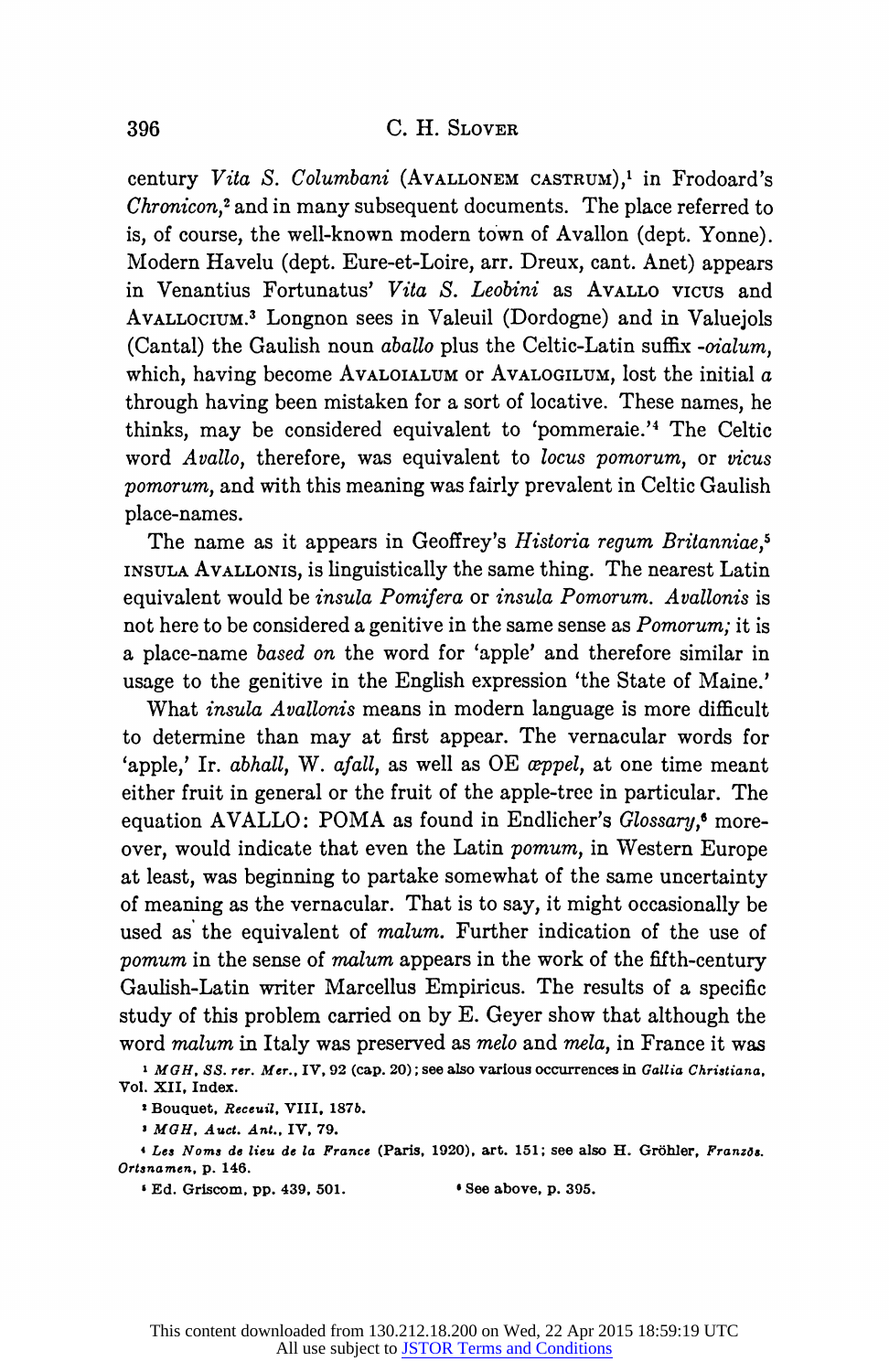century *Vita S. Columbani* (AVALLONEM CASTRUM),[1] in Frodoard's *Chronicon*,[2] and in many subsequent documents. The place referred to is, of course, the well-known modern town of Avallon (dept. Yonne). Modern Havelu (dept. Eure-et-Loire, arr. Dreux, cant. Anet) appears in Venantius Fortunatus' *Vita S. Leobini* as AVALLO VICUS and AVALLOCIUM.[3] Longnon sees in Valeuil (Dordogne) and in Valuejols (Cantal) the Gaulish noun *aballo* plus the Celtic-Latin suffix *-oialum*, which, having become AVALOIALUM or AVALOGILUM, lost the initial *a* through having been mistaken for a sort of locative. These names, he thinks, may be considered equivalent to 'pommeraie.'[4] The Celtic word *Avallo*, therefore, was equivalent to *locus pomorum*, or *vicus pomorum*, and with this meaning was fairly prevalent in Celtic Gaulish place-names.

The name as it appears in Geoffrey's *Historia regum Britanniae*,[5] INSULA AVALLONIS, is linguistically the same thing. The nearest Latin equivalent would be *insula Pomifera* or *insula Pomorum*. *Avallonis* is not here to be considered a genitive in the same sense as *Pomorum;* it is a place-name *based on* the word for 'apple' and therefore similar in usage to the genitive in the English expression 'the State of Maine.'

What *insula Avallonis* means in modern language is more difficult to determine than may at first appear. The vernacular words for 'apple,' Ir. *abhall*, W. *afall*, as well as OE *æppel*, at one time meant either fruit in general or the fruit of the apple-tree in particular. The equation AVALLO: POMA as found in Endlicher's *Glossary*,[6] moreover, would indicate that even the Latin *pomum*, in Western Europe at least, was beginning to partake somewhat of the same uncertainty of meaning as the vernacular. That is to say, it might occasionally be used as the equivalent of *malum*. Further indication of the use of *pomum* in the sense of *malum* appears in the work of the fifth-century Gaulish-Latin writer Marcellus Empiricus. The results of a specific study of this problem carried on by E. Geyer show that although the word *malum* in Italy was preserved as *melo* and *mela*, in France it was

[1] *MGH, SS. rer. Mer.*, IV, 92 (cap. 20); see also various occurrences in *Gallia Christiana*, Vol. XII, Index.

[2] Bouquet, *Receuil*, VIII, 187*b*.

[3] *MGH, Auct. Ant.*, IV, 79.

[4] *Les Noms de lieu de la France* (Paris, 1920), art. 151; see also H. Gröhler, *Französ. Ortsnamen*, p. 146.

[5] Ed. Griscom, pp. 439, 501.

[6] See above, p. 395.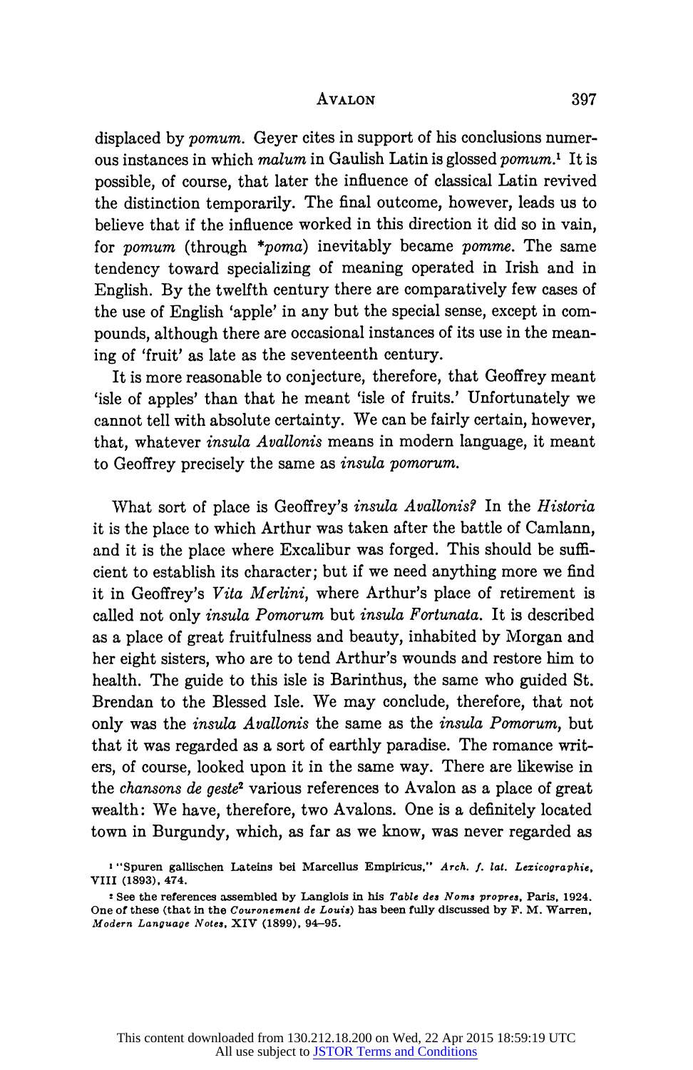displaced by *pomum*. Geyer cites in support of his conclusions numerous instances in which *malum* in Gaulish Latin is glossed *pomum*.[1] It is possible, of course, that later the influence of classical Latin revived the distinction temporarily. The final outcome, however, leads us to believe that if the influence worked in this direction it did so in vain, for *pomum* (through *\*poma*) inevitably became *pomme*. The same tendency toward specializing of meaning operated in Irish and in English. By the twelfth century there are comparatively few cases of the use of English 'apple' in any but the special sense, except in compounds, although there are occasional instances of its use in the meaning of 'fruit' as late as the seventeenth century.

It is more reasonable to conjecture, therefore, that Geoffrey meant 'isle of apples' than that he meant 'isle of fruits.' Unfortunately we cannot tell with absolute certainty. We can be fairly certain, however, that, whatever *insula Avallonis* means in modern language, it meant to Geoffrey precisely the same as *insula pomorum*.

What sort of place is Geoffrey's *insula Avallonis?* In the *Historia* it is the place to which Arthur was taken after the battle of Camlann, and it is the place where Excalibur was forged. This should be sufficient to establish its character; but if we need anything more we find it in Geoffrey's *Vita Merlini*, where Arthur's place of retirement is called not only *insula Pomorum* but *insula Fortunata*. It is described as a place of great fruitfulness and beauty, inhabited by Morgan and her eight sisters, who are to tend Arthur's wounds and restore him to health. The guide to this isle is Barinthus, the same who guided St. Brendan to the Blessed Isle. We may conclude, therefore, that not only was the *insula Avallonis* the same as the *insula Pomorum*, but that it was regarded as a sort of earthly paradise. The romance writers, of course, looked upon it in the same way. There are likewise in the *chansons de geste*[2] various references to Avalon as a place of great wealth: We have, therefore, two Avalons. One is a definitely located town in Burgundy, which, as far as we know, was never regarded as

[1] "Spuren gallischen Lateins bei Marcellus Empiricus," *Arch. f. lat. Lexicographie*, VIII (1893), 474.

[2] See the references assembled by Langlois in his *Table des Noms propres*, Paris, 1924. One of these (that in the *Couronement de Louis*) has been fully discussed by F. M. Warren, *Modern Language Notes*, XIV (1899), 94–95.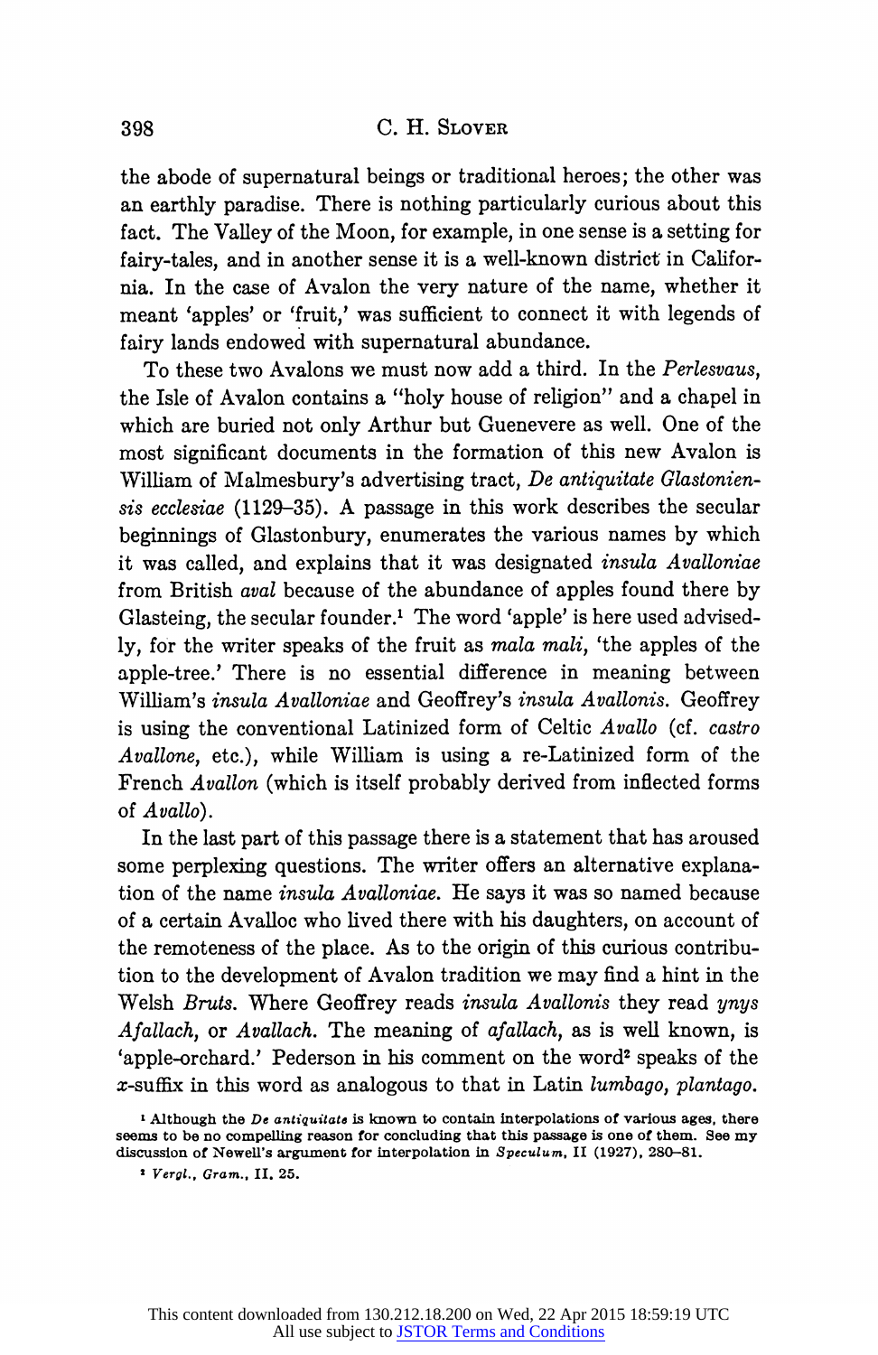the abode of supernatural beings or traditional heroes; the other was an earthly paradise. There is nothing particularly curious about this fact. The Valley of the Moon, for example, in one sense is a setting for fairy-tales, and in another sense it is a well-known district in California. In the case of Avalon the very nature of the name, whether it meant 'apples' or 'fruit,' was sufficient to connect it with legends of fairy lands endowed with supernatural abundance.

To these two Avalons we must now add a third. In the *Perlesvaus*, the Isle of Avalon contains a "holy house of religion" and a chapel in which are buried not only Arthur but Guenevere as well. One of the most significant documents in the formation of this new Avalon is William of Malmesbury's advertising tract, *De antiquitate Glastoniensis ecclesiae* (1129–35). A passage in this work describes the secular beginnings of Glastonbury, enumerates the various names by which it was called, and explains that it was designated *insula Avalloniae* from British *aval* because of the abundance of apples found there by Glasteing, the secular founder.[1] The word 'apple' is here used advisedly, for the writer speaks of the fruit as *mala mali*, 'the apples of the apple-tree.' There is no essential difference in meaning between William's *insula Avalloniae* and Geoffrey's *insula Avallonis*. Geoffrey is using the conventional Latinized form of Celtic *Avallo* (cf. *castro Avallone*, etc.), while William is using a re-Latinized form of the French *Avallon* (which is itself probably derived from inflected forms of *Avallo*).

In the last part of this passage there is a statement that has aroused some perplexing questions. The writer offers an alternative explanation of the name *insula Avalloniae*. He says it was so named because of a certain Avalloc who lived there with his daughters, on account of the remoteness of the place. As to the origin of this curious contribution to the development of Avalon tradition we may find a hint in the Welsh *Bruts*. Where Geoffrey reads *insula Avallonis* they read *ynys Afallach*, or *Avallach*. The meaning of *afallach*, as is well known, is 'apple-orchard.' Pederson in his comment on the word[2] speaks of the *x*-suffix in this word as analogous to that in Latin *lumbago*, *plantago*.

[1] Although the *De antiquitate* is known to contain interpolations of various ages, there seems to be no compelling reason for concluding that this passage is one of them. See my discussion of Newell's argument for interpolation in *Speculum*, II (1927), 280–81.

[2] *Vergl., Gram.*, II, 25.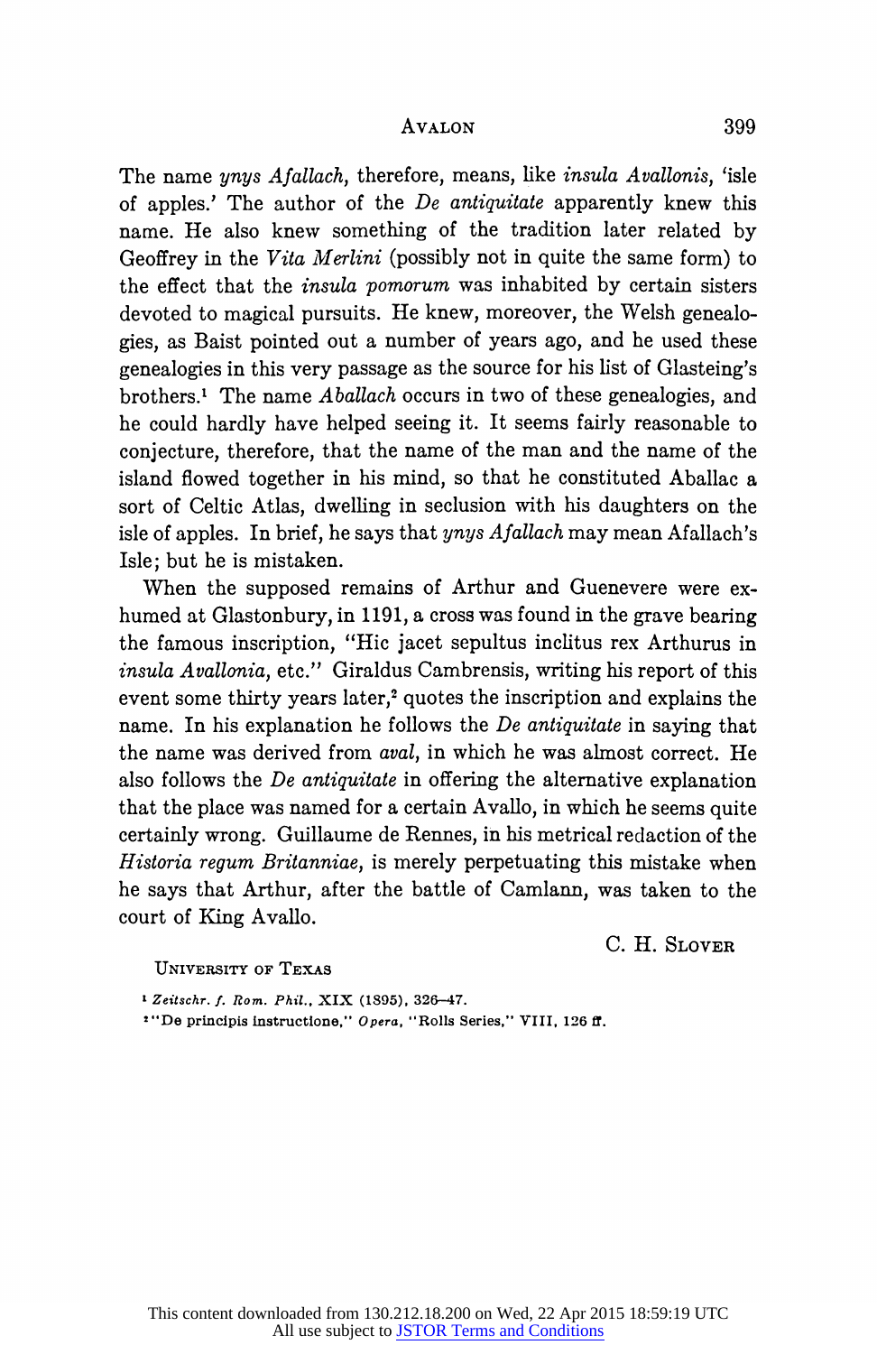The name *ynys Afallach*, therefore, means, like *insula Avallonis*, 'isle of apples.' The author of the *De antiquitate* apparently knew this name. He also knew something of the tradition later related by Geoffrey in the *Vita Merlini* (possibly not in quite the same form) to the effect that the *insula pomorum* was inhabited by certain sisters devoted to magical pursuits. He knew, moreover, the Welsh genealogies, as Baist pointed out a number of years ago, and he used these genealogies in this very passage as the source for his list of Glasteing's brothers.[1] The name *Aballach* occurs in two of these genealogies, and he could hardly have helped seeing it. It seems fairly reasonable to conjecture, therefore, that the name of the man and the name of the island flowed together in his mind, so that he constituted Aballac a sort of Celtic Atlas, dwelling in seclusion with his daughters on the isle of apples. In brief, he says that *ynys Afallach* may mean Afallach's Isle; but he is mistaken.

When the supposed remains of Arthur and Guenevere were exhumed at Glastonbury, in 1191, a cross was found in the grave bearing the famous inscription, "Hic jacet sepultus inclitus rex Arthurus in *insula Avallonia*, etc." Giraldus Cambrensis, writing his report of this event some thirty years later,[2] quotes the inscription and explains the name. In his explanation he follows the *De antiquitate* in saying that the name was derived from *aval*, in which he was almost correct. He also follows the *De antiquitate* in offering the alternative explanation that the place was named for a certain Avallo, in which he seems quite certainly wrong. Guillaume de Rennes, in his metrical redaction of the *Historia regum Britanniae*, is merely perpetuating this mistake when he says that Arthur, after the battle of Camlann, was taken to the court of King Avallo.

C. H. SLOVER

UNIVERSITY OF TEXAS

[1] *Zeitschr. f. Rom. Phil.*, XIX (1895), 326–47.

[2] "De principis instructione," *Opera*, "Rolls Series," VIII, 126 ff.